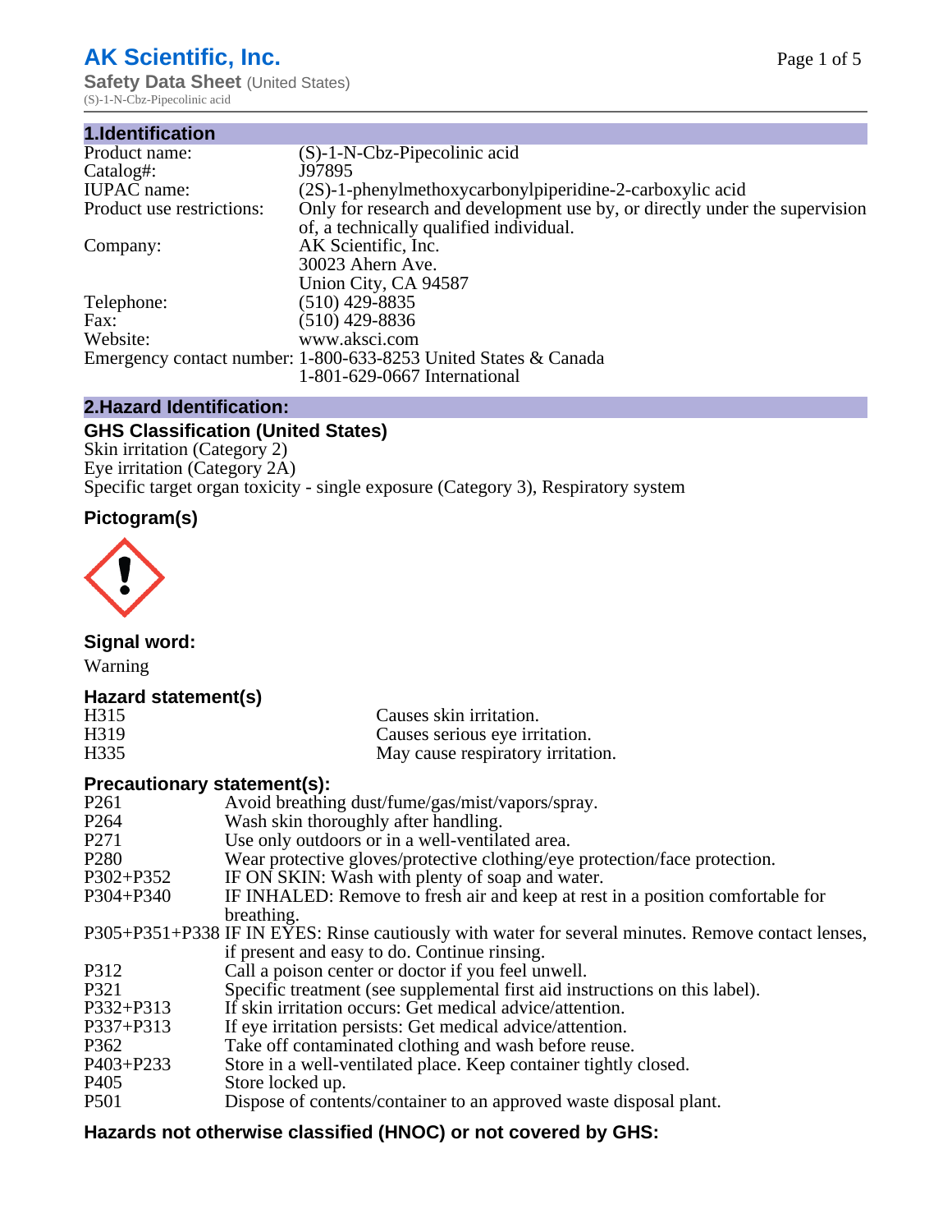# AK Scientific, Inc.

**Safety Data Sheet** (United States)
(S)-1-N-Cbz-Pipecolinic acid

## 1.Identification

| | |
|---|---|
| Product name: | (S)-1-N-Cbz-Pipecolinic acid |
| Catalog#: | J97895 |
| IUPAC name: | (2S)-1-phenylmethoxycarbonylpiperidine-2-carboxylic acid |
| Product use restrictions: | Only for research and development use by, or directly under the supervision of, a technically qualified individual. |
| Company: | AK Scientific, Inc.<br>30023 Ahern Ave.<br>Union City, CA 94587 |
| Telephone: | (510) 429-8835 |
| Fax: | (510) 429-8836 |
| Website: | www.aksci.com |
| Emergency contact number: | 1-800-633-8253 United States & Canada<br>1-801-629-0667 International |

## 2.Hazard Identification:

### GHS Classification (United States)

Skin irritation (Category 2)
Eye irritation (Category 2A)
Specific target organ toxicity - single exposure (Category 3), Respiratory system

### Pictogram(s)

### Signal word:

Warning

### Hazard statement(s)

| | |
|---|---|
| H315 | Causes skin irritation. |
| H319 | Causes serious eye irritation. |
| H335 | May cause respiratory irritation. |

### Precautionary statement(s):

| | |
|---|---|
| P261 | Avoid breathing dust/fume/gas/mist/vapors/spray. |
| P264 | Wash skin thoroughly after handling. |
| P271 | Use only outdoors or in a well-ventilated area. |
| P280 | Wear protective gloves/protective clothing/eye protection/face protection. |
| P302+P352 | IF ON SKIN: Wash with plenty of soap and water. |
| P304+P340 | IF INHALED: Remove to fresh air and keep at rest in a position comfortable for breathing. |
| P305+P351+P338 | IF IN EYES: Rinse cautiously with water for several minutes. Remove contact lenses, if present and easy to do. Continue rinsing. |
| P312 | Call a poison center or doctor if you feel unwell. |
| P321 | Specific treatment (see supplemental first aid instructions on this label). |
| P332+P313 | If skin irritation occurs: Get medical advice/attention. |
| P337+P313 | If eye irritation persists: Get medical advice/attention. |
| P362 | Take off contaminated clothing and wash before reuse. |
| P403+P233 | Store in a well-ventilated place. Keep container tightly closed. |
| P405 | Store locked up. |
| P501 | Dispose of contents/container to an approved waste disposal plant. |

### Hazards not otherwise classified (HNOC) or not covered by GHS: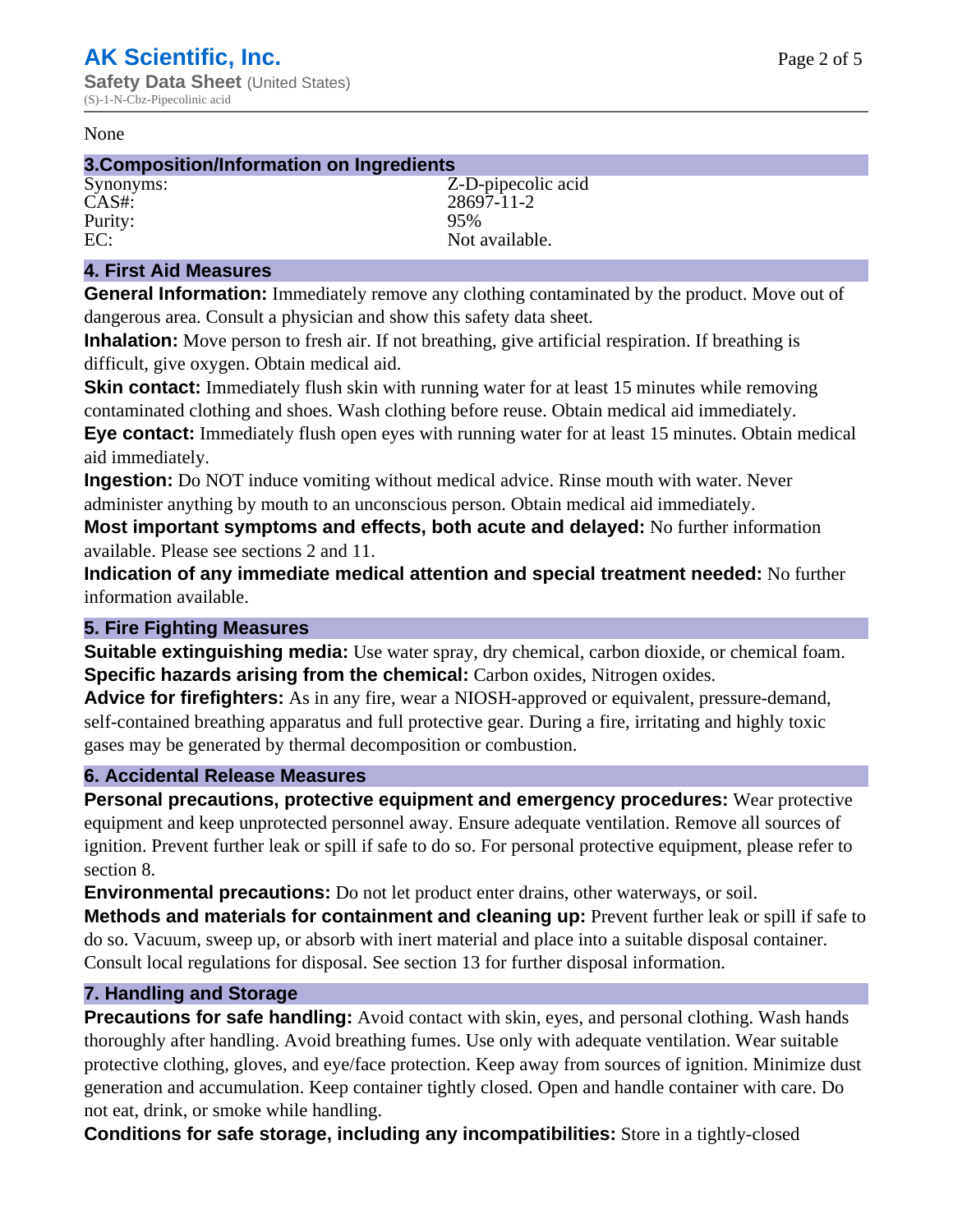None

## 3.Composition/Information on Ingredients

| | |
|---|---|
| Synonyms: | Z-D-pipecolic acid |
| CAS#: | 28697-11-2 |
| Purity: | 95% |
| EC: | Not available. |

## 4. First Aid Measures

**General Information:** Immediately remove any clothing contaminated by the product. Move out of dangerous area. Consult a physician and show this safety data sheet.

**Inhalation:** Move person to fresh air. If not breathing, give artificial respiration. If breathing is difficult, give oxygen. Obtain medical aid.

**Skin contact:** Immediately flush skin with running water for at least 15 minutes while removing contaminated clothing and shoes. Wash clothing before reuse. Obtain medical aid immediately.

**Eye contact:** Immediately flush open eyes with running water for at least 15 minutes. Obtain medical aid immediately.

**Ingestion:** Do NOT induce vomiting without medical advice. Rinse mouth with water. Never administer anything by mouth to an unconscious person. Obtain medical aid immediately.

**Most important symptoms and effects, both acute and delayed:** No further information available. Please see sections 2 and 11.

**Indication of any immediate medical attention and special treatment needed:** No further information available.

## 5. Fire Fighting Measures

**Suitable extinguishing media:** Use water spray, dry chemical, carbon dioxide, or chemical foam.

**Specific hazards arising from the chemical:** Carbon oxides, Nitrogen oxides.

**Advice for firefighters:** As in any fire, wear a NIOSH-approved or equivalent, pressure-demand, self-contained breathing apparatus and full protective gear. During a fire, irritating and highly toxic gases may be generated by thermal decomposition or combustion.

## 6. Accidental Release Measures

**Personal precautions, protective equipment and emergency procedures:** Wear protective equipment and keep unprotected personnel away. Ensure adequate ventilation. Remove all sources of ignition. Prevent further leak or spill if safe to do so. For personal protective equipment, please refer to section 8.

**Environmental precautions:** Do not let product enter drains, other waterways, or soil.

**Methods and materials for containment and cleaning up:** Prevent further leak or spill if safe to do so. Vacuum, sweep up, or absorb with inert material and place into a suitable disposal container. Consult local regulations for disposal. See section 13 for further disposal information.

## 7. Handling and Storage

**Precautions for safe handling:** Avoid contact with skin, eyes, and personal clothing. Wash hands thoroughly after handling. Avoid breathing fumes. Use only with adequate ventilation. Wear suitable protective clothing, gloves, and eye/face protection. Keep away from sources of ignition. Minimize dust generation and accumulation. Keep container tightly closed. Open and handle container with care. Do not eat, drink, or smoke while handling.

**Conditions for safe storage, including any incompatibilities:** Store in a tightly-closed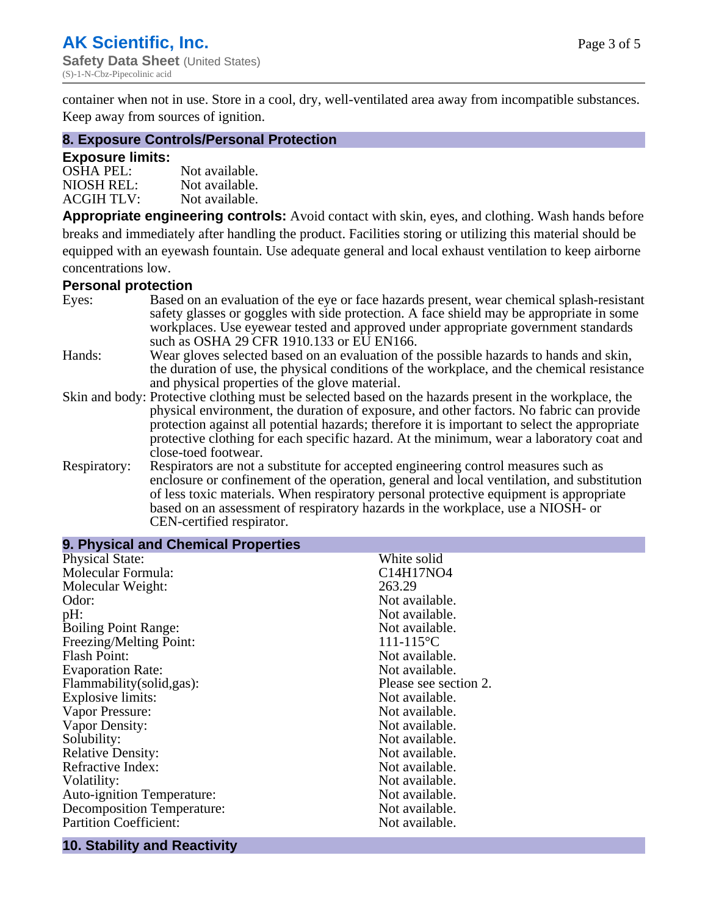container when not in use. Store in a cool, dry, well-ventilated area away from incompatible substances. Keep away from sources of ignition.

## 8. Exposure Controls/Personal Protection

### Exposure limits:

| | |
|---|---|
| OSHA PEL: | Not available. |
| NIOSH REL: | Not available. |
| ACGIH TLV: | Not available. |

**Appropriate engineering controls:** Avoid contact with skin, eyes, and clothing. Wash hands before breaks and immediately after handling the product. Facilities storing or utilizing this material should be equipped with an eyewash fountain. Use adequate general and local exhaust ventilation to keep airborne concentrations low.

### Personal protection

| | |
|---|---|
| Eyes: | Based on an evaluation of the eye or face hazards present, wear chemical splash-resistant safety glasses or goggles with side protection. A face shield may be appropriate in some workplaces. Use eyewear tested and approved under appropriate government standards such as OSHA 29 CFR 1910.133 or EU EN166. |
| Hands: | Wear gloves selected based on an evaluation of the possible hazards to hands and skin, the duration of use, the physical conditions of the workplace, and the chemical resistance and physical properties of the glove material. |
| Skin and body: | Protective clothing must be selected based on the hazards present in the workplace, the physical environment, the duration of exposure, and other factors. No fabric can provide protection against all potential hazards; therefore it is important to select the appropriate protective clothing for each specific hazard. At the minimum, wear a laboratory coat and close-toed footwear. |
| Respiratory: | Respirators are not a substitute for accepted engineering control measures such as enclosure or confinement of the operation, general and local ventilation, and substitution of less toxic materials. When respiratory personal protective equipment is appropriate based on an assessment of respiratory hazards in the workplace, use a NIOSH- or CEN-certified respirator. |

## 9. Physical and Chemical Properties

| | |
|---|---|
| Physical State: | White solid |
| Molecular Formula: | $C_{14}H_{17}NO_4$ |
| Molecular Weight: | 263.29 |
| Odor: | Not available. |
| pH: | Not available. |
| Boiling Point Range: | Not available. |
| Freezing/Melting Point: | 111-115°C |
| Flash Point: | Not available. |
| Evaporation Rate: | Not available. |
| Flammability(solid,gas): | Please see section 2. |
| Explosive limits: | Not available. |
| Vapor Pressure: | Not available. |
| Vapor Density: | Not available. |
| Solubility: | Not available. |
| Relative Density: | Not available. |
| Refractive Index: | Not available. |
| Volatility: | Not available. |
| Auto-ignition Temperature: | Not available. |
| Decomposition Temperature: | Not available. |
| Partition Coefficient: | Not available. |

## 10. Stability and Reactivity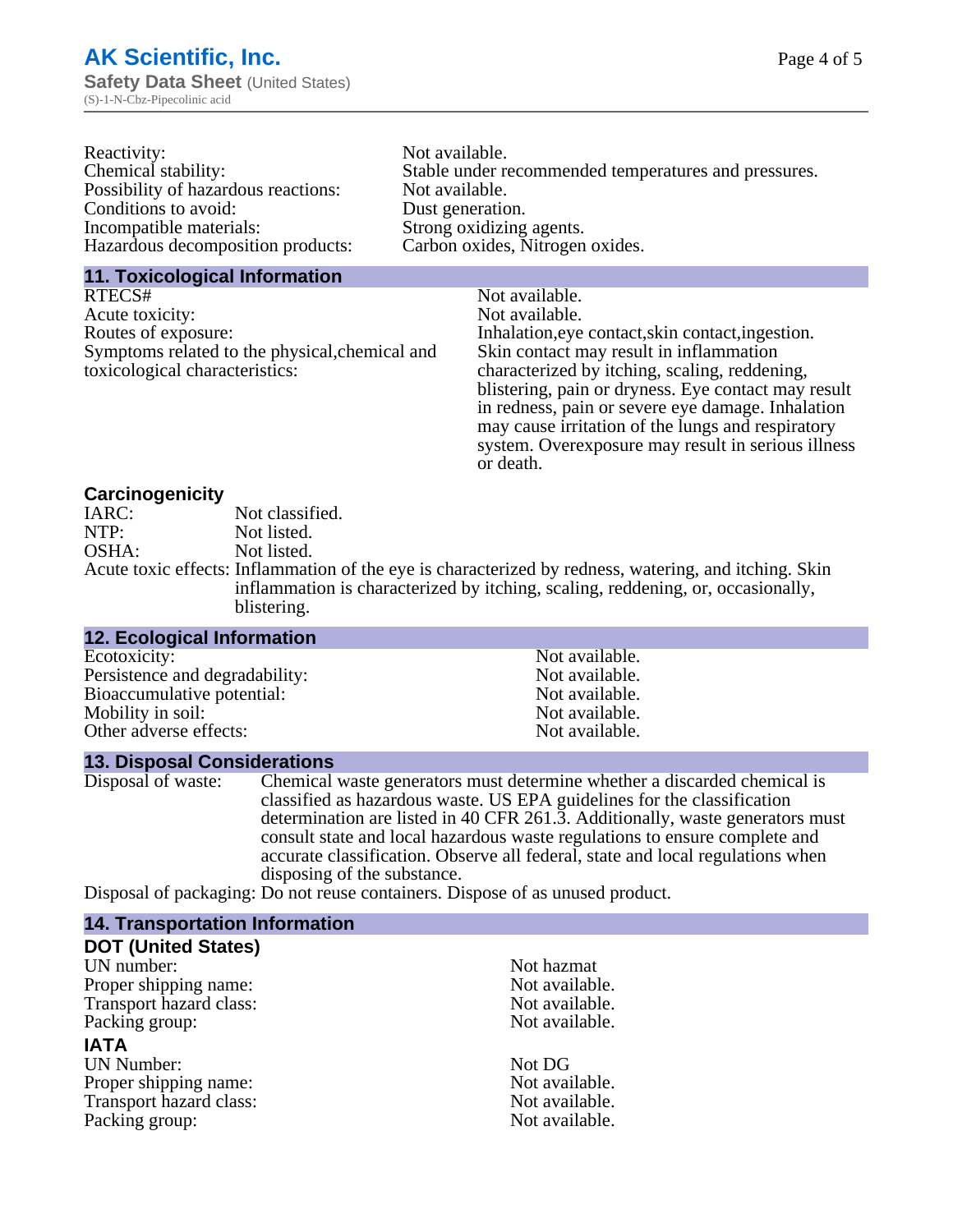| | |
|---|---|
| Reactivity: | Not available. |
| Chemical stability: | Stable under recommended temperatures and pressures. |
| Possibility of hazardous reactions: | Not available. |
| Conditions to avoid: | Dust generation. |
| Incompatible materials: | Strong oxidizing agents. |
| Hazardous decomposition products: | Carbon oxides, Nitrogen oxides. |

## 11. Toxicological Information

| | |
|---|---|
| RTECS# | Not available. |
| Acute toxicity: | Not available. |
| Routes of exposure: | Inhalation,eye contact,skin contact,ingestion. |
| Symptoms related to the physical,chemical and toxicological characteristics: | Skin contact may result in inflammation characterized by itching, scaling, reddening, blistering, pain or dryness. Eye contact may result in redness, pain or severe eye damage. Inhalation may cause irritation of the lungs and respiratory system. Overexposure may result in serious illness or death. |

### Carcinogenicity

| | |
|---|---|
| IARC: | Not classified. |
| NTP: | Not listed. |
| OSHA: | Not listed. |
| Acute toxic effects: | Inflammation of the eye is characterized by redness, watering, and itching. Skin inflammation is characterized by itching, scaling, reddening, or, occasionally, blistering. |

## 12. Ecological Information

| | |
|---|---|
| Ecotoxicity: | Not available. |
| Persistence and degradability: | Not available. |
| Bioaccumulative potential: | Not available. |
| Mobility in soil: | Not available. |
| Other adverse effects: | Not available. |

## 13. Disposal Considerations

| | |
|---|---|
| Disposal of waste: | Chemical waste generators must determine whether a discarded chemical is classified as hazardous waste. US EPA guidelines for the classification determination are listed in 40 CFR 261.3. Additionally, waste generators must consult state and local hazardous waste regulations to ensure complete and accurate classification. Observe all federal, state and local regulations when disposing of the substance. |
| Disposal of packaging: | Do not reuse containers. Dispose of as unused product. |

## 14. Transportation Information

### DOT (United States)

| | |
|---|---|
| UN number: | Not hazmat |
| Proper shipping name: | Not available. |
| Transport hazard class: | Not available. |
| Packing group: | Not available. |

### IATA

| | |
|---|---|
| UN Number: | Not DG |
| Proper shipping name: | Not available. |
| Transport hazard class: | Not available. |
| Packing group: | Not available. |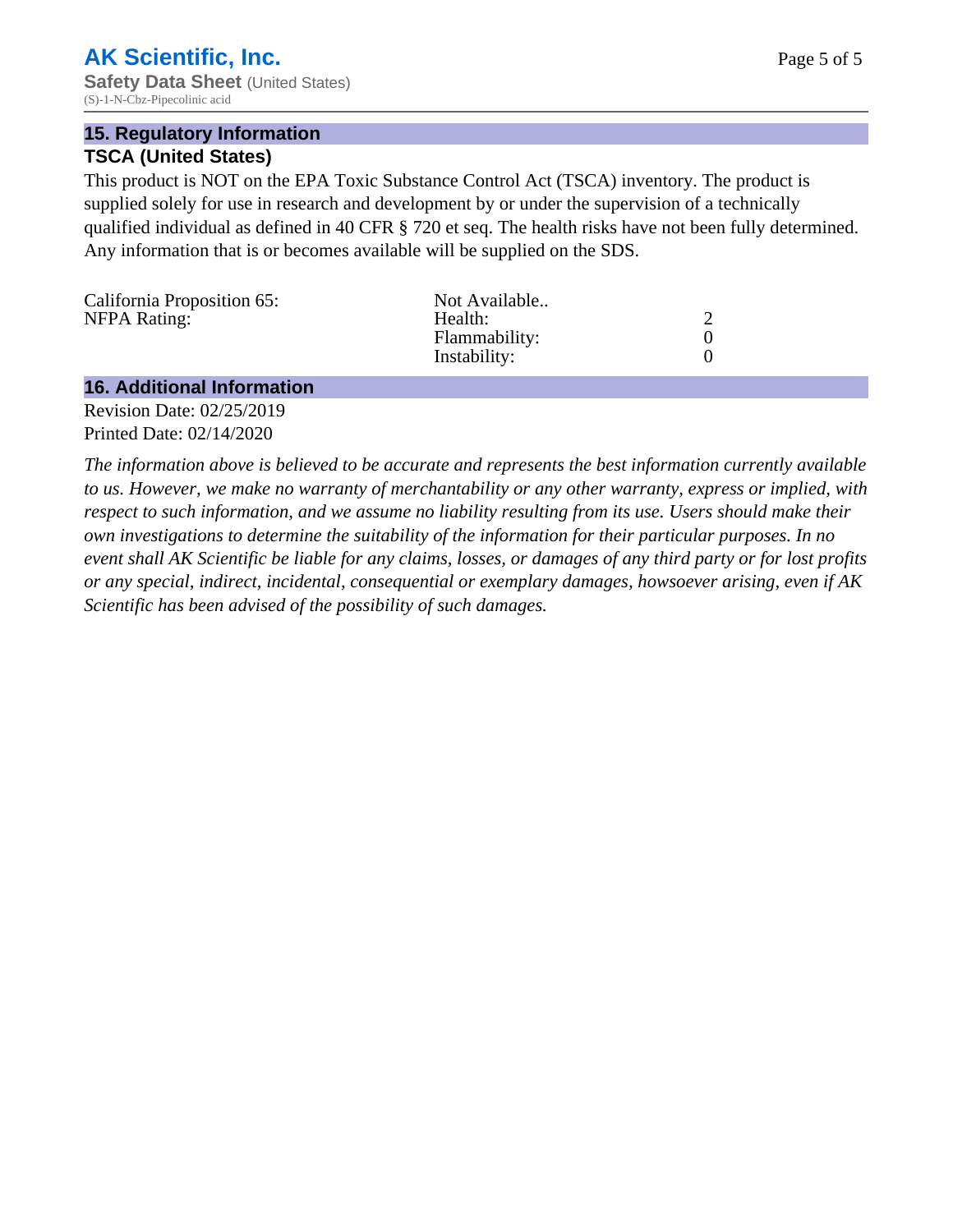## 15. Regulatory Information

### TSCA (United States)

This product is NOT on the EPA Toxic Substance Control Act (TSCA) inventory. The product is supplied solely for use in research and development by or under the supervision of a technically qualified individual as defined in 40 CFR § 720 et seq. The health risks have not been fully determined. Any information that is or becomes available will be supplied on the SDS.

| | | |
|---|---|---|
| California Proposition 65: | Not Available.. | |
| NFPA Rating: | Health: | 2 |
| | Flammability: | 0 |
| | Instability: | 0 |

## 16. Additional Information

Revision Date: 02/25/2019
Printed Date: 02/14/2020

*The information above is believed to be accurate and represents the best information currently available to us. However, we make no warranty of merchantability or any other warranty, express or implied, with respect to such information, and we assume no liability resulting from its use. Users should make their own investigations to determine the suitability of the information for their particular purposes. In no event shall AK Scientific be liable for any claims, losses, or damages of any third party or for lost profits or any special, indirect, incidental, consequential or exemplary damages, howsoever arising, even if AK Scientific has been advised of the possibility of such damages.*